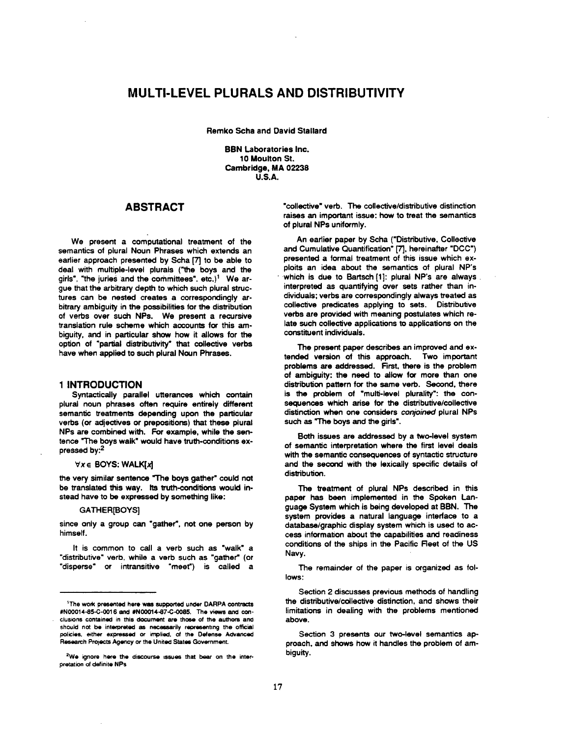# MULTI-LEVEL PLURALS AND DISTRIBUTIVITY

**Remko Scha and David Stallard**

**BBN Laboratories Inc.**
**10 Moulton St.**
**Cambridge, MA 02238**
**U.S.A.**

## ABSTRACT

We present a computational treatment of the semantics of plural Noun Phrases which extends an earlier approach presented by Scha [7] to be able to deal with multiple-level plurals ("the boys and the girls", "the juries and the committees", etc.)[1] We argue that the arbitrary depth to which such plural structures can be nested creates a correspondingly arbitrary ambiguity in the possibilities for the distribution of verbs over such NPs. We present a recursive translation rule scheme which accounts for this ambiguity, and in particular show how it allows for the option of "partial distributivity" that collective verbs have when applied to such plural Noun Phrases.

## 1 INTRODUCTION

Syntactically parallel utterances which contain plural noun phrases often require entirely different semantic treatments depending upon the particular verbs (or adjectives or prepositions) that these plural NPs are combined with. For example, while the sentence "The boys walk" would have truth-conditions expressed by:[2]

$\forall x \in$ BOYS: WALK[$x$]

the very similar sentence "The boys gather" could not be translated this way. Its truth-conditions would instead have to be expressed by something like:

GATHER[BOYS]

since only a group can "gather", not one person by himself.

It is common to call a verb such as "walk" a "distributive" verb, while a verb such as "gather" (or "disperse" or intransitive "meet") is called a "collective" verb. The collective/distributive distinction raises an important issue: how to treat the semantics of plural NPs uniformly.

An earlier paper by Scha ("Distributive, Collective and Cumulative Quantification" [7], hereinafter "DCC") presented a formal treatment of this issue which exploits an idea about the semantics of plural NP's which is due to Bartsch [1]: plural NP's are always interpreted as quantifying over sets rather than individuals; verbs are correspondingly always treated as collective predicates applying to sets. Distributive verbs are provided with meaning postulates which relate such collective applications to applications on the constituent individuals.

The present paper describes an improved and extended version of this approach. Two important problems are addressed. First, there is the problem of ambiguity: the need to allow for more than one distribution pattern for the same verb. Second, there is the problem of "multi-level plurality": the consequences which arise for the distributive/collective distinction when one considers *conjoined* plural NPs such as "The boys and the girls".

Both issues are addressed by a two-level system of semantic interpretation where the first level deals with the semantic consequences of syntactic structure and the second with the lexically specific details of distribution.

The treatment of plural NPs described in this paper has been implemented in the Spoken Language System which is being developed at BBN. The system provides a natural language interface to a database/graphic display system which is used to access information about the capabilities and readiness conditions of the ships in the Pacific Fleet of the US Navy.

The remainder of the paper is organized as follows:

Section 2 discusses previous methods of handling the distributive/collective distinction, and shows their limitations in dealing with the problems mentioned above.

Section 3 presents our two-level semantics approach, and shows how it handles the problem of ambiguity.

---

[1] The work presented here was supported under DARPA contracts #N00014-85-C-0016 and #N00014-87-C-0085. The views and conclusions contained in this document are those of the authors and should not be interpreted as necessarily representing the official policies, either expressed or implied, of the Defense Advanced Research Projects Agency or the United States Government.

[2] We ignore here the discourse issues that bear on the interpretation of definite NPs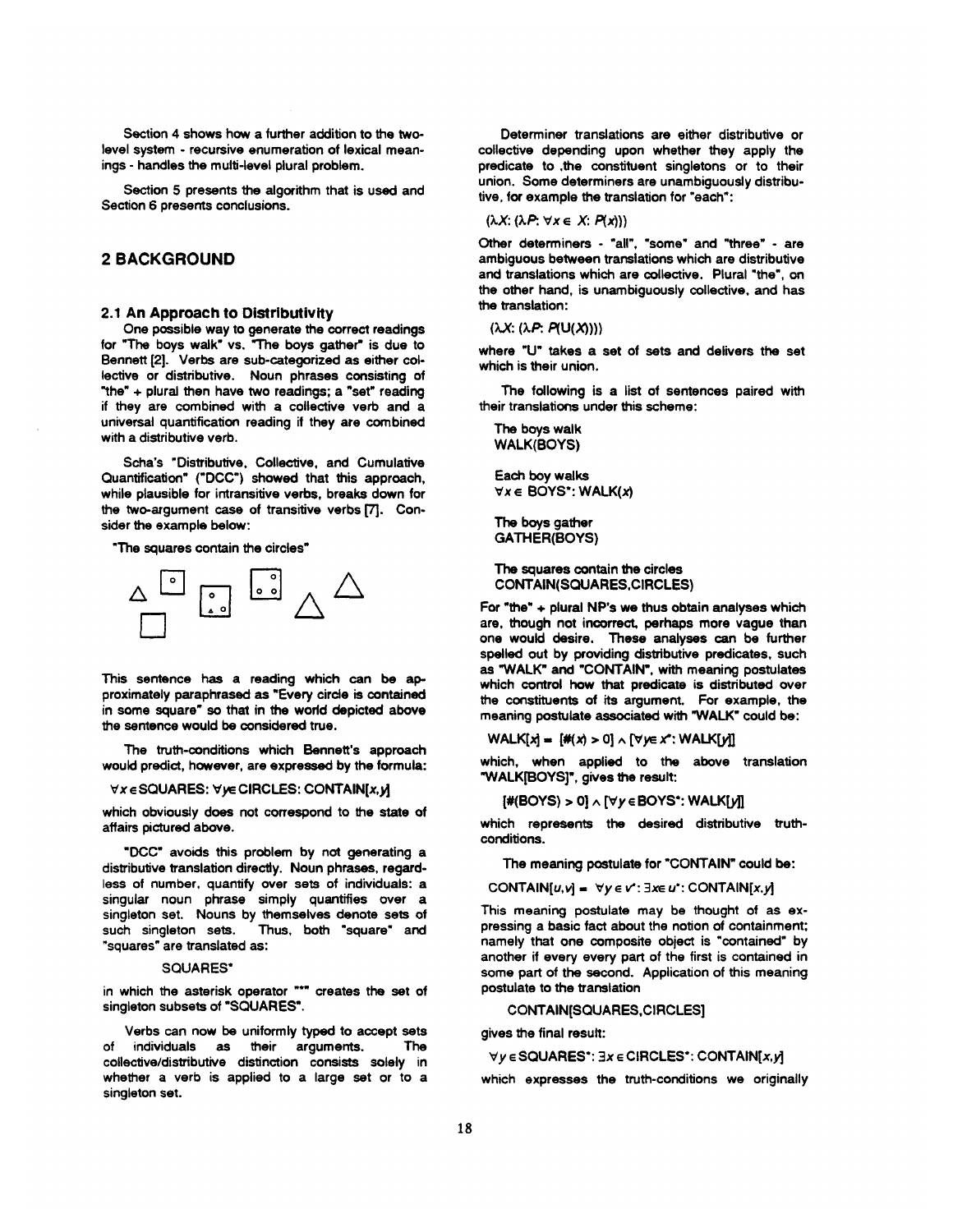Section 4 shows how a further addition to the two-level system - recursive enumeration of lexical meanings - handles the multi-level plural problem.

Section 5 presents the algorithm that is used and Section 6 presents conclusions.

## 2 BACKGROUND

### 2.1 An Approach to Distributivity

One possible way to generate the correct readings for "The boys walk" vs. "The boys gather" is due to Bennett [2]. Verbs are sub-categorized as either collective or distributive. Noun phrases consisting of "the" + plural then have two readings; a "set" reading if they are combined with a collective verb and a universal quantification reading if they are combined with a distributive verb.

Scha's "Distributive, Collective, and Cumulative Quantification" ("DCC") showed that this approach, while plausible for intransitive verbs, breaks down for the two-argument case of transitive verbs [7]. Consider the example below:

"The squares contain the circles"

This sentence has a reading which can be approximately paraphrased as "Every circle is contained in some square" so that in the world depicted above the sentence would be considered true.

The truth-conditions which Bennett's approach would predict, however, are expressed by the formula:

$\forall x \in$ SQUARES: $\forall y \in$ CIRCLES: CONTAIN[$x$,$y$]

which obviously does not correspond to the state of affairs pictured above.

"DCC" avoids this problem by not generating a distributive translation directly. Noun phrases, regardless of number, quantify over sets of individuals: a singular noun phrase simply quantifies over a singleton set. Nouns by themselves denote sets of such singleton sets. Thus, both "square" and "squares" are translated as:

SQUARES*

in which the asterisk operator "*" creates the set of singleton subsets of "SQUARES".

Verbs can now be uniformly typed to accept sets of individuals as their arguments. The collective/distributive distinction consists solely in whether a verb is applied to a large set or to a singleton set.

Determiner translations are either distributive or collective depending upon whether they apply the predicate to the constituent singletons or to their union. Some determiners are unambiguously distributive, for example the translation for "each":

($\lambda X$: ($\lambda P$: $\forall x \in X$: $P(x)$))

Other determiners - "all", "some" and "three" - are ambiguous between translations which are distributive and translations which are collective. Plural "the", on the other hand, is unambiguously collective, and has the translation:

($\lambda X$: ($\lambda P$: $P$(U($X$))))

where "U" takes a set of sets and delivers the set which is their union.

The following is a list of sentences paired with their translations under this scheme:

The boys walk
WALK(BOYS)

Each boy walks
$\forall x \in$ BOYS*: WALK($x$)

The boys gather
GATHER(BOYS)

The squares contain the circles
CONTAIN(SQUARES,CIRCLES)

For "the" + plural NP's we thus obtain analyses which are, though not incorrect, perhaps more vague than one would desire. These analyses can be further spelled out by providing distributive predicates, such as "WALK" and "CONTAIN", with meaning postulates which control how that predicate is distributed over the constituents of its argument. For example, the meaning postulate associated with "WALK" could be:

WALK[$x$] = [#($x$) > 0] $\wedge$ [$\forall y \in x^*$: WALK[$y$]]

which, when applied to the above translation "WALK[BOYS]", gives the result:

[#(BOYS) > 0] $\wedge$ [$\forall y \in$ BOYS*: WALK[$y$]]

which represents the desired distributive truth-conditions.

The meaning postulate for "CONTAIN" could be:

CONTAIN[$u$,$v$] = $\forall y \in v^*$: $\exists x \in u^*$: CONTAIN[$x$,$y$]

This meaning postulate may be thought of as expressing a basic fact about the notion of containment; namely that one composite object is "contained" by another if every every part of the first is contained in some part of the second. Application of this meaning postulate to the translation

CONTAIN[SQUARES,CIRCLES]

gives the final result:

$\forall y \in$ SQUARES*: $\exists x \in$ CIRCLES*: CONTAIN[$x$,$y$]

which expresses the truth-conditions we originally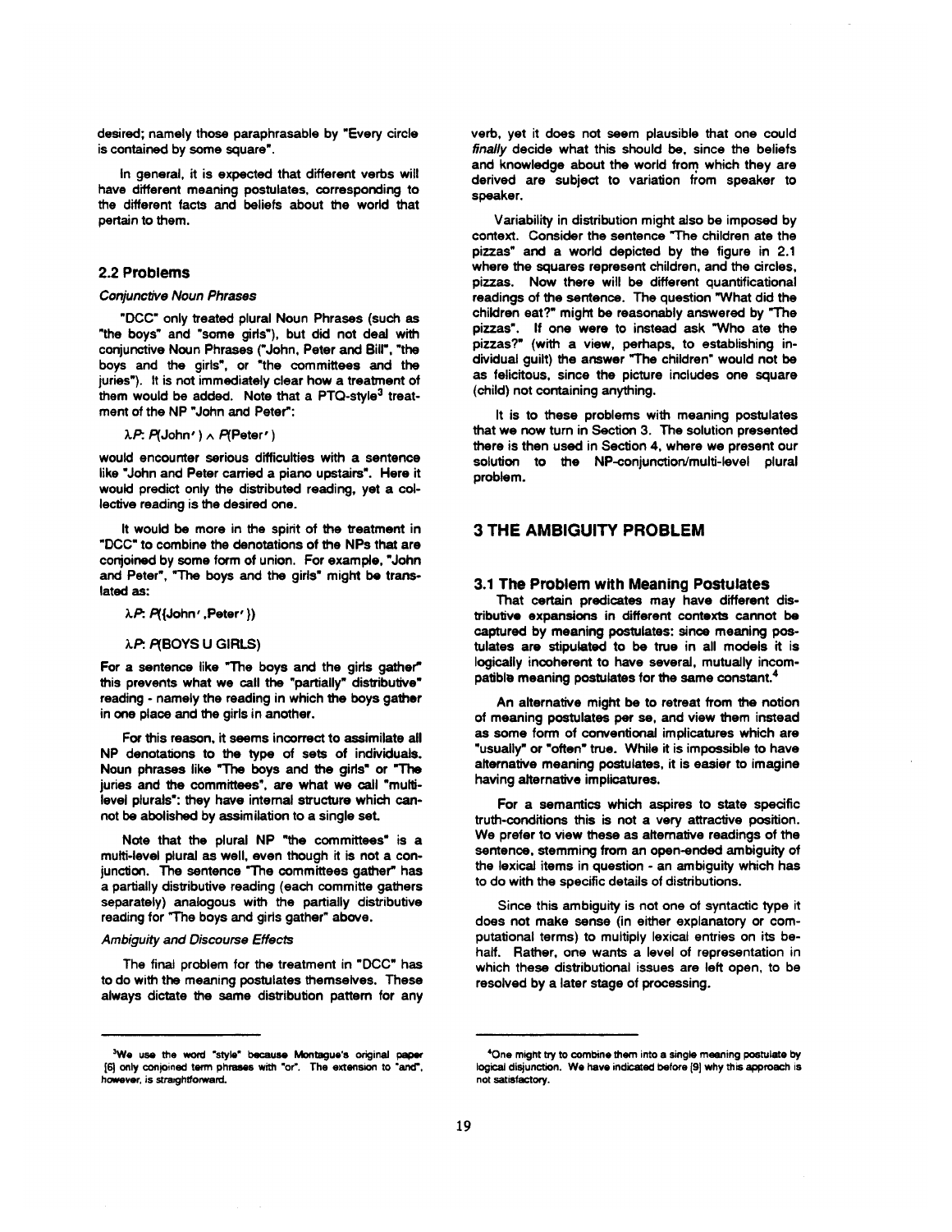desired; namely those paraphrasable by "Every circle is contained by some square".

In general, it is expected that different verbs will have different meaning postulates, corresponding to the different facts and beliefs about the world that pertain to them.

## 2.2 Problems

*Conjunctive Noun Phrases*

"DCC" only treated plural Noun Phrases (such as "the boys" and "some girls"), but did not deal with conjunctive Noun Phrases ("John, Peter and Bill", "the boys and the girls", or "the committees and the juries"). It is not immediately clear how a treatment of them would be added. Note that a PTQ-style[3] treatment of the NP "John and Peter":

$\lambda P.\ P(\text{John}') \wedge P(\text{Peter}')$

would encounter serious difficulties with a sentence like "John and Peter carried a piano upstairs". Here it would predict only the distributed reading, yet a collective reading is the desired one.

It would be more in the spirit of the treatment in "DCC" to combine the denotations of the NPs that are conjoined by some form of union. For example, "John and Peter", "The boys and the girls" might be translated as:

$\lambda P.\ P(\{\text{John}', \text{Peter}'\})$

$\lambda P.\ P(\text{BOYS} \cup \text{GIRLS})$

For a sentence like "The boys and the girls gather" this prevents what we call the "partially" distributive" reading - namely the reading in which the boys gather in one place and the girls in another.

For this reason, it seems incorrect to assimilate all NP denotations to the type of sets of individuals. Noun phrases like "The boys and the girls" or "The juries and the committees", are what we call "multi-level plurals": they have internal structure which cannot be abolished by assimilation to a single set.

Note that the plural NP "the committees" is a multi-level plural as well, even though it is not a conjunction. The sentence "The committees gather" has a partially distributive reading (each committe gathers separately) analogous with the partially distributive reading for "The boys and girls gather" above.

*Ambiguity and Discourse Effects*

The final problem for the treatment in "DCC" has to do with the meaning postulates themselves. These always dictate the same distribution pattern for any verb, yet it does not seem plausible that one could *finally* decide what this should be, since the beliefs and knowledge about the world from which they are derived are subject to variation from speaker to speaker.

Variability in distribution might also be imposed by context. Consider the sentence "The children ate the pizzas" and a world depicted by the figure in 2.1 where the squares represent children, and the circles, pizzas. Now there will be different quantificational readings of the sentence. The question "What did the children eat?" might be reasonably answered by "The pizzas". If one were to instead ask "Who ate the pizzas?" (with a view, perhaps, to establishing individual guilt) the answer "The children" would not be as felicitous, since the picture includes one square (child) not containing anything.

It is to these problems with meaning postulates that we now turn in Section 3. The solution presented there is then used in Section 4, where we present our solution to the NP-conjunction/multi-level plural problem.

# 3 THE AMBIGUITY PROBLEM

## 3.1 The Problem with Meaning Postulates

That certain predicates may have different distributive expansions in different contexts cannot be captured by meaning postulates: since meaning postulates are stipulated to be true in all models it is logically incoherent to have several, mutually incompatible meaning postulates for the same constant.[4]

An alternative might be to retreat from the notion of meaning postulates per se, and view them instead as some form of conventional implicatures which are "usually" or "often" true. While it is impossible to have alternative meaning postulates, it is easier to imagine having alternative implicatures.

For a semantics which aspires to state specific truth-conditions this is not a very attractive position. We prefer to view these as alternative readings of the sentence, stemming from an open-ended ambiguity of the lexical items in question - an ambiguity which has to do with the specific details of distributions.

Since this ambiguity is not one of syntactic type it does not make sense (in either explanatory or computational terms) to multiply lexical entries on its behalf. Rather, one wants a level of representation in which these distributional issues are left open, to be resolved by a later stage of processing.

---

[3] We use the word "style" because Montague's original paper [6] only conjoined term phrases with "or". The extension to "and", however, is straightforward.

[4] One might try to combine them into a single meaning postulate by logical disjunction. We have indicated before [9] why this approach is not satisfactory.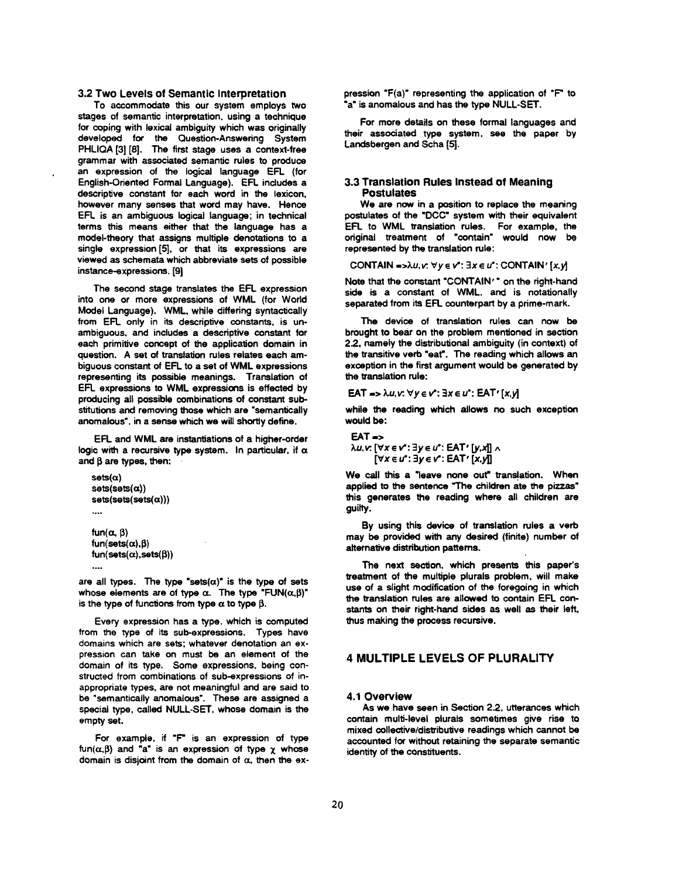### 3.2 Two Levels of Semantic Interpretation

To accommodate this our system employs two stages of semantic interpretation, using a technique for coping with lexical ambiguity which was originally developed for the Question-Answering System PHLIQA [3] [8]. The first stage uses a context-free grammar with associated semantic rules to produce an expression of the logical language EFL (for English-Oriented Formal Language). EFL includes a descriptive constant for each word in the lexicon, however many senses that word may have. Hence EFL is an ambiguous logical language; in technical terms this means either that the language has a model-theory that assigns multiple denotations to a single expression [5], or that its expressions are viewed as schemata which abbreviate sets of possible instance-expressions. [9]

The second stage translates the EFL expression into one or more expressions of WML (for World Model Language). WML, while differing syntactically from EFL only in its descriptive constants, is unambiguous, and includes a descriptive constant for each primitive concept of the application domain in question. A set of translation rules relates each ambiguous constant of EFL to a set of WML expressions representing its possible meanings. Translation of EFL expressions to WML expressions is effected by producing all possible combinations of constant substitutions and removing those which are "semantically anomalous", in a sense which we will shortly define.

EFL and WML are instantiations of a higher-order logic with a recursive type system. In particular, if $\alpha$ and $\beta$ are types, then:

sets($\alpha$)
sets(sets($\alpha$))
sets(sets(sets($\alpha$)))
....

fun($\alpha$, $\beta$)
fun(sets($\alpha$),$\beta$)
fun(sets($\alpha$),sets($\beta$))
....

are all types. The type "sets($\alpha$)" is the type of sets whose elements are of type $\alpha$. The type "FUN($\alpha$,$\beta$)" is the type of functions from type $\alpha$ to type $\beta$.

Every expression has a type, which is computed from the type of its sub-expressions. Types have domains which are sets; whatever denotation an expression can take on must be an element of the domain of its type. Some expressions, being constructed from combinations of sub-expressions of inappropriate types, are not meaningful and are said to be "semantically anomalous". These are assigned a special type, called NULL-SET, whose domain is the empty set.

For example, if "F" is an expression of type fun($\alpha$,$\beta$) and "a" is an expression of type $\chi$ whose domain is disjoint from the domain of $\alpha$, then the expression "F(a)" representing the application of "F" to "a" is anomalous and has the type NULL-SET.

For more details on these formal languages and their associated type system, see the paper by Landsbergen and Scha [5].

### 3.3 Translation Rules Instead of Meaning Postulates

We are now in a position to replace the meaning postulates of the "DCC" system with their equivalent EFL to WML translation rules. For example, the original treatment of "contain" would now be represented by the translation rule:

$$\text{CONTAIN} \Rightarrow \lambda u,v{:}\ \forall y \in v^{*}{:}\ \exists x \in u^{*}{:}\ \text{CONTAIN}'\,[x,y]$$

Note that the constant "CONTAIN′" on the right-hand side is a constant of WML, and is notationally separated from its EFL counterpart by a prime-mark.

The device of translation rules can now be brought to bear on the problem mentioned in section 2.2, namely the distributional ambiguity (in context) of the transitive verb "eat". The reading which allows an exception in the first argument would be generated by the translation rule:

$$\text{EAT} \Rightarrow \lambda u,v{:}\ \forall y \in v^{*}{:}\ \exists x \in u^{*}{:}\ \text{EAT}'\,[x,y]$$

while the reading which allows no such exception would be:

$$\text{EAT} \Rightarrow \lambda u,v{:}\ [\forall x \in v^{*}{:}\ \exists y \in u^{*}{:}\ \text{EAT}'\,[y,x]] \wedge [\forall x \in u^{*}{:}\ \exists y \in v^{*}{:}\ \text{EAT}'\,[x,y]]$$

We call this a "leave none out" translation. When applied to the sentence "The children ate the pizzas" this generates the reading where all children are guilty.

By using this device of translation rules a verb may be provided with any desired (finite) number of alternative distribution patterns.

The next section, which presents this paper's treatment of the multiple plurals problem, will make use of a slight modification of the foregoing in which the translation rules are allowed to contain EFL constants on their right-hand sides as well as their left, thus making the process recursive.

## 4 MULTIPLE LEVELS OF PLURALITY

### 4.1 Overview

As we have seen in Section 2.2, utterances which contain multi-level plurals sometimes give rise to mixed collective/distributive readings which cannot be accounted for without retaining the separate semantic identity of the constituents.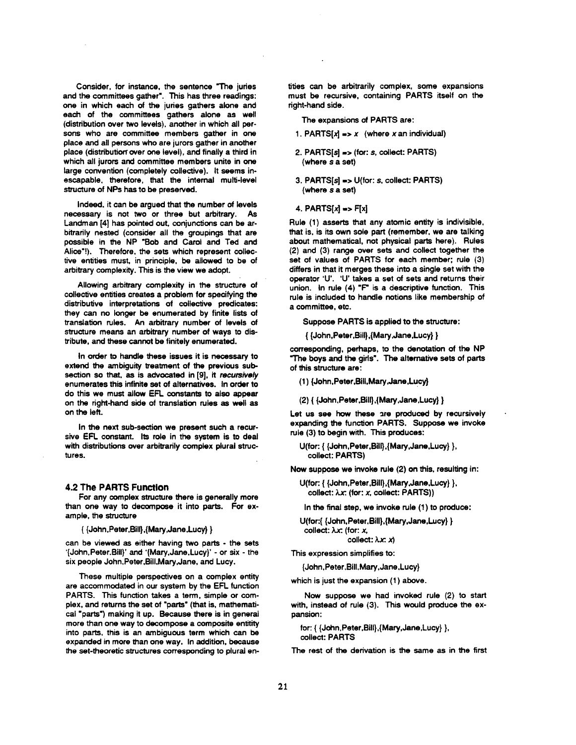Consider, for instance, the sentence "The juries and the committees gather". This has three readings: one in which each of the juries gathers alone and each of the committees gathers alone as well (distribution over two levels), another in which all persons who are committee members gather in one place and all persons who are jurors gather in another place (distribution over one level), and finally a third in which all jurors and committee members unite in one large convention (completely collective). It seems inescapable, therefore, that the internal multi-level structure of NPs has to be preserved.

Indeed, it can be argued that the number of levels necessary is not two or three but arbitrary. As Landman [4] has pointed out, conjunctions can be arbitrarily nested (consider all the groupings that are possible in the NP "Bob and Carol and Ted and Alice"!). Therefore, the sets which represent collective entities must, in principle, be allowed to be of arbitrary complexity. This is the view we adopt.

Allowing arbitrary complexity in the structure of collective entities creates a problem for specifying the distributive interpretations of collective predicates: they can no longer be enumerated by finite lists of translation rules. An arbitrary number of levels of structure means an arbitrary number of ways to distribute, and these cannot be finitely enumerated.

In order to handle these issues it is necessary to extend the ambiguity treatment of the previous subsection so that, as is advocated in [9], it *recursively* enumerates this infinite set of alternatives. In order to do this we must allow EFL constants to also appear on the right-hand side of translation rules as well as on the left.

In the next sub-section we present such a recursive EFL constant. Its role in the system is to deal with distributions over arbitrarily complex plural structures.

## 4.2 The PARTS Function

For any complex structure there is generally more than one way to decompose it into parts. For example, the structure

{ {John,Peter,Bill},{Mary,Jane,Lucy} }

can be viewed as either having two parts - the sets '{John,Peter,Bill}' and '{Mary,Jane,Lucy}' - or six - the six people John,Peter,Bill,Mary,Jane, and Lucy.

These multiple perspectives on a complex entity are accommodated in our system by the EFL function PARTS. This function takes a term, simple or complex, and returns the set of "parts" (that is, mathematical "parts") making it up. Because there is in general more than one way to decompose a composite entitity into parts, this is an ambiguous term which can be expanded in more than one way. In addition, because the set-theoretic structures corresponding to plural entities can be arbitrarily complex, some expansions must be recursive, containing PARTS itself on the right-hand side.

The expansions of PARTS are:

1. PARTS[$x$] => $x$ (where $x$ an individual)
2. PARTS[$s$] => (for: $s$, collect: PARTS) (where $s$ a set)
3. PARTS[$s$] => U(for: $s$, collect: PARTS) (where $s$ a set)
4. PARTS[x] => F[x]

Rule (1) asserts that any atomic entity is indivisible, that is, is its own sole part (remember, we are talking about mathematical, not physical parts here). Rules (2) and (3) range over sets and collect together the set of values of PARTS for each member; rule (3) differs in that it merges these into a single set with the operator 'U'. 'U' takes a set of sets and returns their union. In rule (4) "F" is a descriptive function. This rule is included to handle notions like membership of a committee, etc.

Suppose PARTS is applied to the structure:

{ {John,Peter,Bill},{Mary,Jane,Lucy} }

corresponding, perhaps, to the denotation of the NP "The boys and the girls". The alternative sets of parts of this structure are:

(1) {John,Peter,Bill,Mary,Jane,Lucy}

(2) { {John,Peter,Bill},{Mary,Jane,Lucy} }

Let us see how these are produced by recursively expanding the function PARTS. Suppose we invoke rule (3) to begin with. This produces:

U(for: { {John,Peter,Bill},{Mary,Jane,Lucy} },
collect: PARTS)

Now suppose we invoke rule (2) on this, resulting in:

U(for: { {John,Peter,Bill},{Mary,Jane,Lucy} },
collect: λx: (for: x, collect: PARTS))

In the final step, we invoke rule (1) to produce:

U(for:{ {John,Peter,Bill},{Mary,Jane,Lucy} }
collect: λx: (for: x,
collect: λx: x)

This expression simplifies to:

{John,Peter,Bill,Mary,Jane,Lucy}

which is just the expansion (1) above.

Now suppose we had invoked rule (2) to start with, instead of rule (3). This would produce the expansion:

for: { {John,Peter,Bill},{Mary,Jane,Lucy} },
collect: PARTS

The rest of the derivation is the same as in the first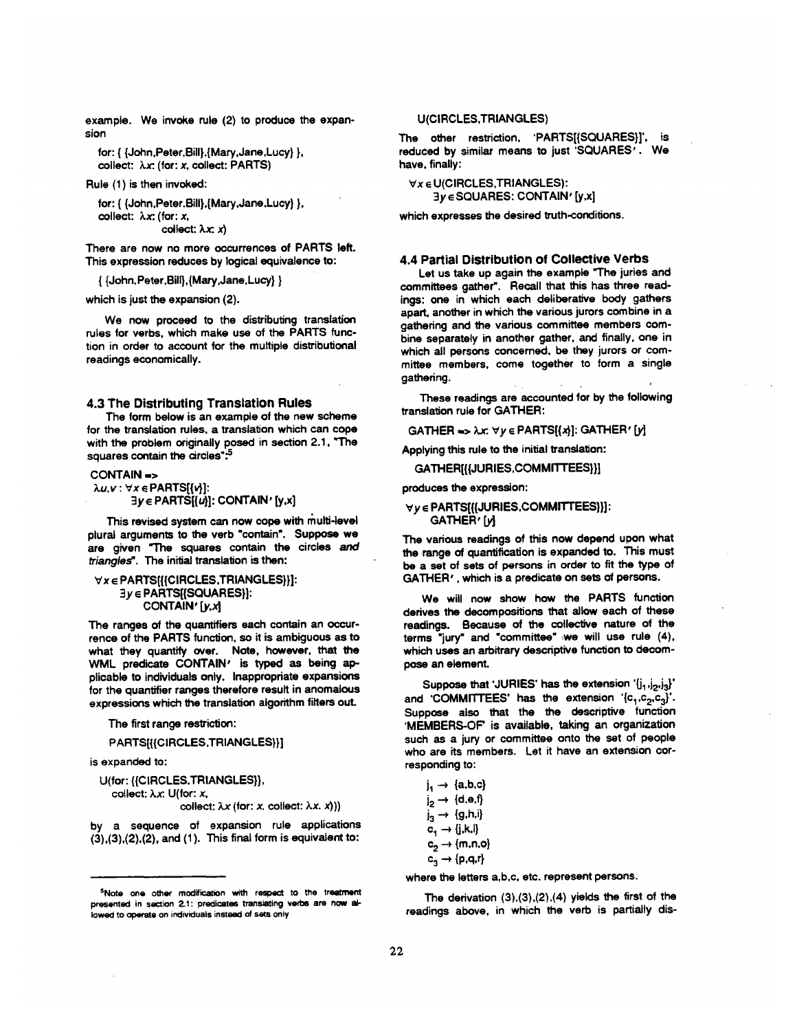example. We invoke rule (2) to produce the expansion

for: { {John,Peter,Bill},{Mary,Jane,Lucy} },
collect: $\lambda x$: (for: $x$, collect: PARTS)

Rule (1) is then invoked:

for: { {John,Peter,Bill},{Mary,Jane,Lucy} },
collect: $\lambda x$: (for: $x$,
collect: $\lambda x$: $x$)

There are now no more occurrences of PARTS left. This expression reduces by logical equivalence to:

{ {John,Peter,Bill},{Mary,Jane,Lucy} }

which is just the expansion (2).

We now proceed to the distributing translation rules for verbs, which make use of the PARTS function in order to account for the multiple distributional readings economically.

### 4.3 The Distributing Translation Rules

The form below is an example of the new scheme for the translation rules, a translation which can cope with the problem originally posed in section 2.1, "The squares contain the circles":[5]

CONTAIN =>
$\lambda u,v : \forall x \in$ PARTS[{$v$}]:
$\exists y \in$ PARTS[{$u$}]: CONTAIN′ [y,x]

This revised system can now cope with multi-level plural arguments to the verb "contain". Suppose we are given "The squares contain the circles *and triangles*". The initial translation is then:

$\forall x \in$ PARTS[{{CIRCLES,TRIANGLES}}]:
$\exists y \in$ PARTS[{SQUARES}]:
CONTAIN′ [y,x]

The ranges of the quantifiers each contain an occurrence of the PARTS function, so it is ambiguous as to what they quantify over. Note, however, that the WML predicate CONTAIN′ is typed as being applicable to individuals only. Inappropriate expansions for the quantifier ranges therefore result in anomalous expressions which the translation algorithm filters out.

The first range restriction:

PARTS[{{CIRCLES,TRIANGLES}}]

is expanded to:

U(for: {{CIRCLES,TRIANGLES}},
collect: $\lambda x$: U(for: $x$,
collect: $\lambda x$ (for: $x$. collect: $\lambda x$. $x$)))

by a sequence of expansion rule applications (3),(3),(2),(2), and (1). This final form is equivalent to:

U(CIRCLES,TRIANGLES)

The other restriction, 'PARTS[{SQUARES}]', is reduced by similar means to just 'SQUARES′. We have, finally:

$\forall x \in$ U(CIRCLES,TRIANGLES):
$\exists y \in$ SQUARES: CONTAIN′ [y,x]

which expresses the desired truth-conditions.

### 4.4 Partial Distribution of Collective Verbs

Let us take up again the example "The juries and committees gather". Recall that this has three readings: one in which each deliberative body gathers apart, another in which the various jurors combine in a gathering and the various committee members combine separately in another gather, and finally, one in which all persons concerned, be they jurors or committee members, come together to form a single gathering.

These readings are accounted for by the following translation rule for GATHER:

GATHER => $\lambda x$: $\forall y \in$ PARTS[{$x$}]: GATHER′ [y]

Applying this rule to the initial translation:

GATHER[{{JURIES,COMMITTEES}}]

produces the expression:

$\forall y \in$ PARTS[{{JURIES,COMMITTEES}}]:
GATHER′ [y]

The various readings of this now depend upon what the range of quantification is expanded to. This must be a set of sets of persons in order to fit the type of GATHER′, which is a predicate on sets of persons.

We will now show how the PARTS function derives the decompositions that allow each of these readings. Because of the collective nature of the terms "jury" and "committee" we will use rule (4), which uses an arbitrary descriptive function to decompose an element.

Suppose that 'JURIES' has the extension '{$j_1$,$j_2$,$j_3$}' and 'COMMITTEES' has the extension '{$c_1$,$c_2$,$c_3$}'. Suppose also that the the descriptive function 'MEMBERS-OF' is available, taking an organization such as a jury or committee onto the set of people who are its members. Let it have an extension corresponding to:

$j_1 \rightarrow$ {a,b,c}
$j_2 \rightarrow$ {d,e,f}
$j_3 \rightarrow$ {g,h,i}
$c_1 \rightarrow$ {j,k,l}
$c_2 \rightarrow$ {m,n,o}
$c_3 \rightarrow$ {p,q,r}

where the letters a,b,c, etc. represent persons.

The derivation (3),(3),(2),(4) yields the first of the readings above, in which the verb is partially dis-

[5] Note one other modification with respect to the treatment presented in section 2.1: predicates translating verbs are now allowed to operate on individuals instead of sets only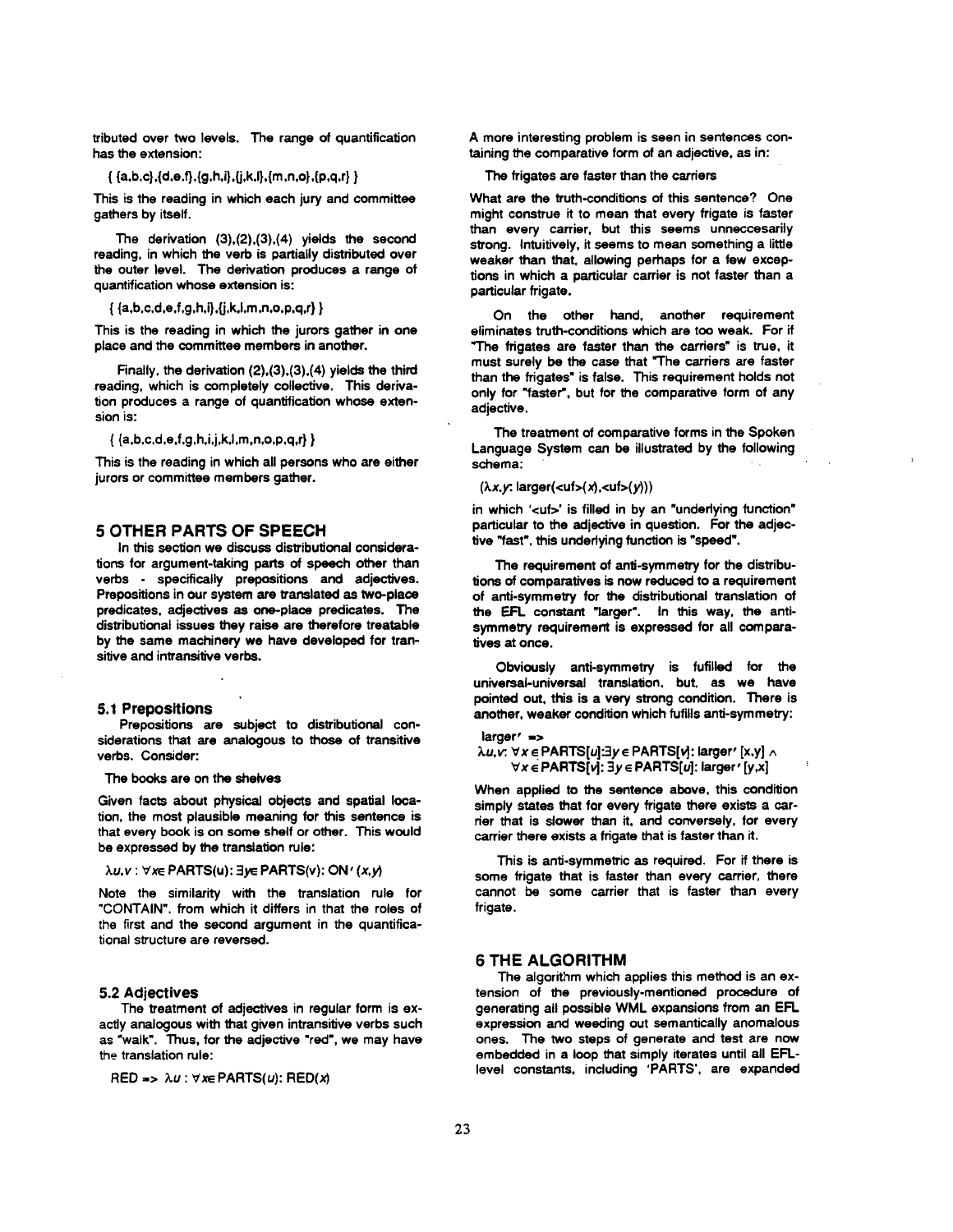tributed over two levels. The range of quantification has the extension:

$\{ \{a,b,c\},\{d,e,f\},\{g,h,i\},\{j,k,l\},\{m,n,o\},\{p,q,r\} \}$

This is the reading in which each jury and committee gathers by itself.

The derivation (3),(2),(3),(4) yields the second reading, in which the verb is partially distributed over the outer level. The derivation produces a range of quantification whose extension is:

$\{ \{a,b,c,d,e,f,g,h,i\},\{j,k,l,m,n,o,p,q,r\} \}$

This is the reading in which the jurors gather in one place and the committee members in another.

Finally, the derivation (2),(3),(3),(4) yields the third reading, which is completely collective. This derivation produces a range of quantification whose extension is:

$\{ \{a,b,c,d,e,f,g,h,i,j,k,l,m,n,o,p,q,r\} \}$

This is the reading in which all persons who are either jurors or committee members gather.

## 5 OTHER PARTS OF SPEECH

In this section we discuss distributional considerations for argument-taking parts of speech other than verbs - specifically prepositions and adjectives. Prepositions in our system are translated as two-place predicates, adjectives as one-place predicates. The distributional issues they raise are therefore treatable by the same machinery we have developed for transitive and intransitive verbs.

### 5.1 Prepositions

Prepositions are subject to distributional considerations that are analogous to those of transitive verbs. Consider:

The books are on the shelves

Given facts about physical objects and spatial location, the most plausible meaning for this sentence is that every book is on some shelf or other. This would be expressed by the translation rule:

$\lambda u,v : \forall x \in \mathrm{PARTS}(u) : \exists y \in \mathrm{PARTS}(v) : \mathrm{ON}'(x,y)$

Note the similarity with the translation rule for "CONTAIN", from which it differs in that the roles of the first and the second argument in the quantificational structure are reversed.

### 5.2 Adjectives

The treatment of adjectives in regular form is exactly analogous with that given intransitive verbs such as "walk". Thus, for the adjective "red", we may have the translation rule:

$\mathrm{RED} \Rightarrow \lambda u : \forall x \in \mathrm{PARTS}(u) : \mathrm{RED}(x)$

A more interesting problem is seen in sentences containing the comparative form of an adjective, as in:

The frigates are faster than the carriers

What are the truth-conditions of this sentence? One might construe it to mean that every frigate is faster than every carrier, but this seems unneccesarily strong. Intuitively, it seems to mean something a little weaker than that, allowing perhaps for a few exceptions in which a particular carrier is not faster than a particular frigate.

On the other hand, another requirement eliminates truth-conditions which are too weak. For if "The frigates are faster than the carriers" is true, it must surely be the case that "The carriers are faster than the frigates" is false. This requirement holds not only for "faster", but for the comparative form of any adjective.

The treatment of comparative forms in the Spoken Language System can be illustrated by the following schema:

$(\lambda x,y : \mathrm{larger}(\langle uf\rangle(x),\langle uf\rangle(y)))$

in which '<uf>' is filled in by an "underlying function" particular to the adjective in question. For the adjective "fast", this underlying function is "speed".

The requirement of anti-symmetry for the distributions of comparatives is now reduced to a requirement of anti-symmetry for the distributional translation of the EFL constant "larger". In this way, the anti-symmetry requirement is expressed for all comparatives at once.

Obviously anti-symmetry is fufilled for the universal-universal translation, but, as we have pointed out, this is a very strong condition. There is another, weaker condition which fufills anti-symmetry:

$$\begin{aligned} &\mathrm{larger}' \Rightarrow \\ &\lambda u,v : \forall x \in \mathrm{PARTS}[u] : \exists y \in \mathrm{PARTS}[v] : \mathrm{larger}'[x,y] \wedge \\ &\quad \forall x \in \mathrm{PARTS}[v] : \exists y \in \mathrm{PARTS}[u] : \mathrm{larger}'[y,x] \end{aligned}$$

When applied to the sentence above, this condition simply states that for every frigate there exists a carrier that is slower than it, and conversely, for every carrier there exists a frigate that is faster than it.

This is anti-symmetric as required. For if there is some frigate that is faster than every carrier, there cannot be some carrier that is faster than every frigate.

## 6 THE ALGORITHM

The algorithm which applies this method is an extension of the previously-mentioned procedure of generating all possible WML expansions from an EFL expression and weeding out semantically anomalous ones. The two steps of generate and test are now embedded in a loop that simply iterates until all EFL-level constants, including 'PARTS', are expanded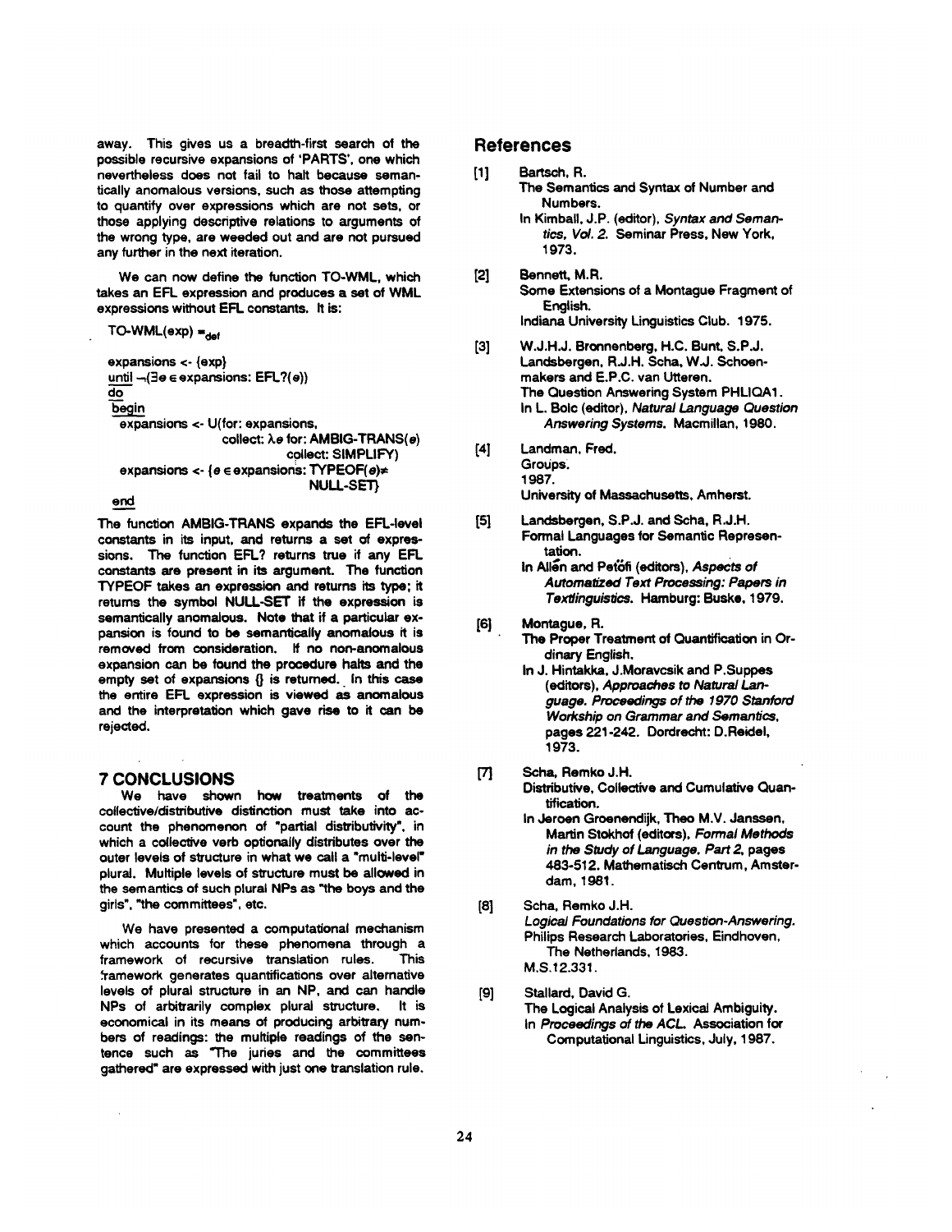away. This gives us a breadth-first search of the possible recursive expansions of 'PARTS', one which nevertheless does not fail to halt because semantically anomalous versions, such as those attempting to quantify over expressions which are not sets, or those applying descriptive relations to arguments of the wrong type, are weeded out and are not pursued any further in the next iteration.

We can now define the function TO-WML, which takes an EFL expression and produces a set of WML expressions without EFL constants. It is:

```
TO-WML(exp) =def

expansions <- {exp}
until ¬(∃e ∈ expansions: EFL?(e))
do
begin
  expansions <- U(for: expansions,
                  collect: λe for: AMBIG-TRANS(e)
                           collect: SIMPLIFY)
  expansions <- {e ∈ expansions: TYPEOF(e)≠
                                 NULL-SET}
end
```

The function AMBIG-TRANS expands the EFL-level constants in its input, and returns a set of expressions. The function EFL? returns true if any EFL constants are present in its argument. The function TYPEOF takes an expression and returns its type; it returns the symbol NULL-SET if the expression is semantically anomalous. Note that if a particular expansion is found to be semantically anomalous it is removed from consideration. If no non-anomalous expansion can be found the procedure halts and the empty set of expansions {} is returned. In this case the entire EFL expression is viewed as anomalous and the interpretation which gave rise to it can be rejected.

## 7 CONCLUSIONS

We have shown how treatments of the collective/distributive distinction must take into account the phenomenon of "partial distributivity", in which a collective verb optionally distributes over the outer levels of structure in what we call a "multi-level" plural. Multiple levels of structure must be allowed in the semantics of such plural NPs as "the boys and the girls", "the committees", etc.

We have presented a computational mechanism which accounts for these phenomena through a framework of recursive translation rules. This framework generates quantifications over alternative levels of plural structure in an NP, and can handle NPs of arbitrarily complex plural structure. It is economical in its means of producing arbitrary numbers of readings: the multiple readings of the sentence such as "The juries and the committees gathered" are expressed with just one translation rule.

## References

[1] Bartsch, R. The Semantics and Syntax of Number and Numbers. In Kimball, J.P. (editor), *Syntax and Semantics, Vol. 2.* Seminar Press, New York, 1973.

[2] Bennett, M.R. Some Extensions of a Montague Fragment of English. Indiana University Linguistics Club. 1975.

[3] W.J.H.J. Bronnenberg, H.C. Bunt, S.P.J. Landsbergen, R.J.H. Scha, W.J. Schoenmakers and E.P.C. van Utteren. The Question Answering System PHLIQA1. In L. Bolc (editor), *Natural Language Question Answering Systems.* Macmillan, 1980.

[4] Landman, Fred. Groups. 1987. University of Massachusetts, Amherst.

[5] Landsbergen, S.P.J. and Scha, R.J.H. Formal Languages for Semantic Representation. In Allén and Petöfi (editors), *Aspects of Automatized Text Processing: Papers in Textlinguistics.* Hamburg: Buske, 1979.

[6] Montague, R. The Proper Treatment of Quantification in Ordinary English. In J. Hintakka, J.Moravcsik and P.Suppes (editors), *Approaches to Natural Language. Proceedings of the 1970 Stanford Workship on Grammar and Semantics,* pages 221-242. Dordrecht: D.Reidel, 1973.

[7] Scha, Remko J.H. Distributive, Collective and Cumulative Quantification. In Jeroen Groenendijk, Theo M.V. Janssen, Martin Stokhof (editors), *Formal Methods in the Study of Language, Part 2,* pages 483-512. Mathematisch Centrum, Amsterdam, 1981.

[8] Scha, Remko J.H. *Logical Foundations for Question-Answering.* Philips Research Laboratories, Eindhoven, The Netherlands, 1983. M.S.12.331.

[9] Stallard, David G. The Logical Analysis of Lexical Ambiguity. In *Proceedings of the ACL.* Association for Computational Linguistics, July, 1987.